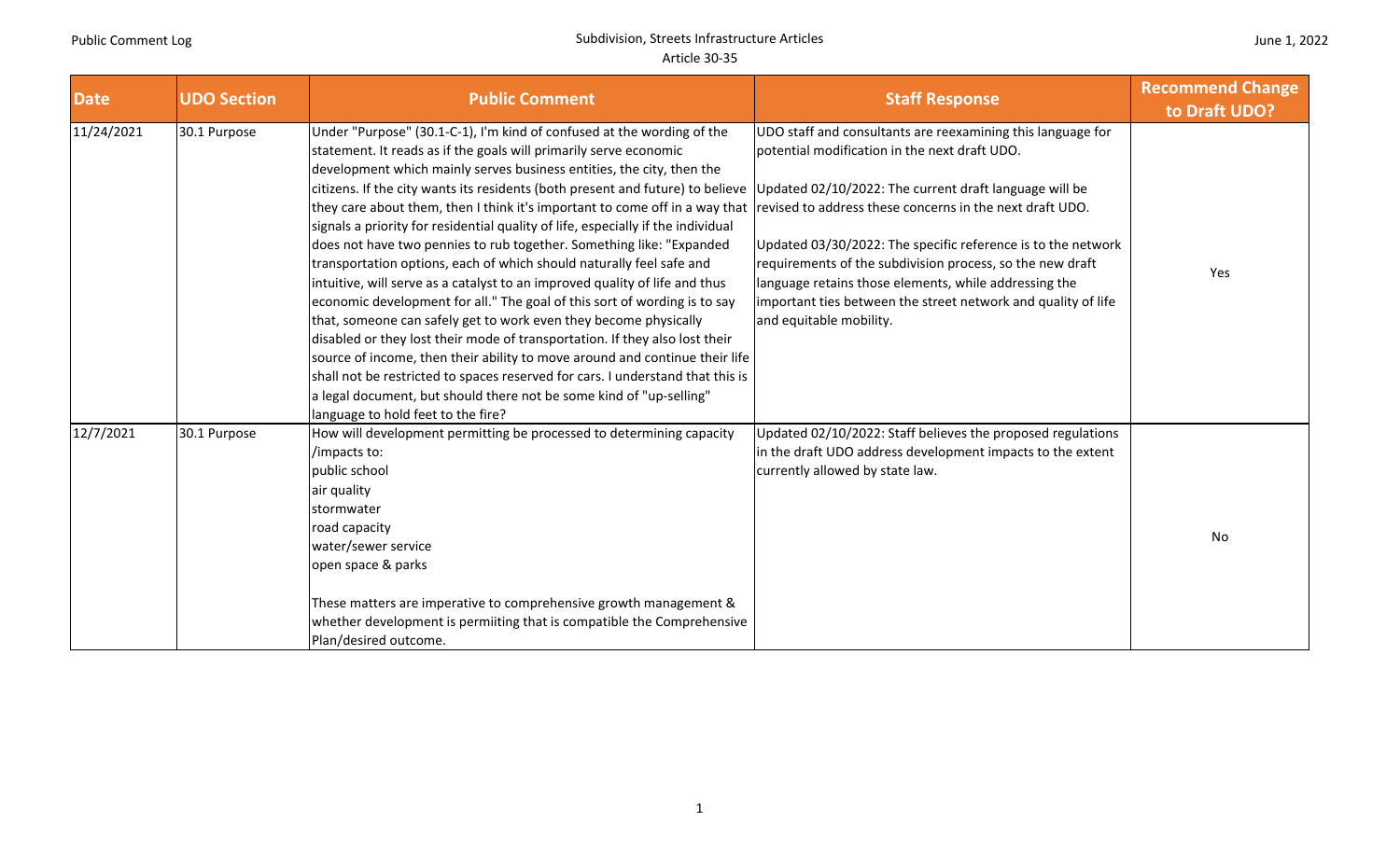| Date | UDO Section | Public Comment | Staff Response | Recommend Change to Draft UDO? |
|---|---|---|---|---|
| 11/24/2021 | 30.1 Purpose | Under "Purpose" (30.1-C-1), I'm kind of confused at the wording of the statement. It reads as if the goals will primarily serve economic development which mainly serves business entities, the city, then the citizens. If the city wants its residents (both present and future) to believe they care about them, then I think it's important to come off in a way that signals a priority for residential quality of life, especially if the individual does not have two pennies to rub together. Something like: "Expanded transportation options, each of which should naturally feel safe and intuitive, will serve as a catalyst to an improved quality of life and thus economic development for all." The goal of this sort of wording is to say that, someone can safely get to work even they become physically disabled or they lost their mode of transportation. If they also lost their source of income, then their ability to move around and continue their life shall not be restricted to spaces reserved for cars. I understand that this is a legal document, but should there not be some kind of "up-selling" language to hold feet to the fire? | UDO staff and consultants are reexamining this language for potential modification in the next draft UDO.<br><br>Updated 02/10/2022: The current draft language will be revised to address these concerns in the next draft UDO.<br><br>Updated 03/30/2022: The specific reference is to the network requirements of the subdivision process, so the new draft language retains those elements, while addressing the important ties between the street network and quality of life and equitable mobility. | Yes |
| 12/7/2021 | 30.1 Purpose | How will development permitting be processed to determining capacity /impacts to:<br>public school<br>air quality<br>stormwater<br>road capacity<br>water/sewer service<br>open space & parks<br><br>These matters are imperative to comprehensive growth management & whether development is permiiting that is compatible the Comprehensive Plan/desired outcome. | Updated 02/10/2022: Staff believes the proposed regulations in the draft UDO address development impacts to the extent currently allowed by state law. | No |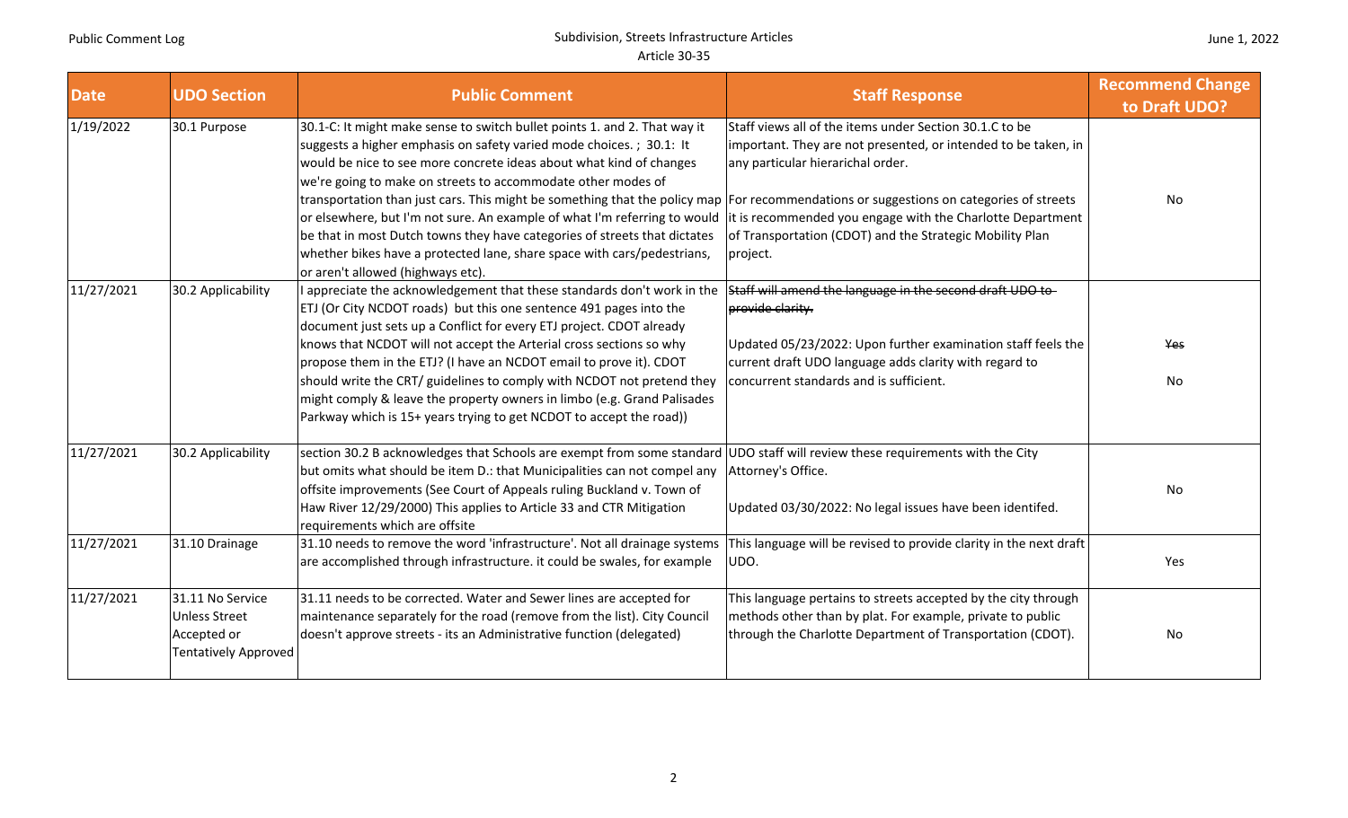| Date | UDO Section | Public Comment | Staff Response | Recommend Change to Draft UDO? |
|---|---|---|---|---|
| 1/19/2022 | 30.1 Purpose | 30.1-C: It might make sense to switch bullet points 1. and 2. That way it suggests a higher emphasis on safety varied mode choices. ; 30.1: It would be nice to see more concrete ideas about what kind of changes we're going to make on streets to accommodate other modes of transportation than just cars. This might be something that the policy map or elsewhere, but I'm not sure. An example of what I'm referring to would be that in most Dutch towns they have categories of streets that dictates whether bikes have a protected lane, share space with cars/pedestrians, or aren't allowed (highways etc). | Staff views all of the items under Section 30.1.C to be important. They are not presented, or intended to be taken, in any particular hierarichal order. For recommendations or suggestions on categories of streets it is recommended you engage with the Charlotte Department of Transportation (CDOT) and the Strategic Mobility Plan project. | No |
| 11/27/2021 | 30.2 Applicability | I appreciate the acknowledgement that these standards don't work in the ETJ (Or City NCDOT roads) but this one sentence 491 pages into the document just sets up a Conflict for every ETJ project. CDOT already knows that NCDOT will not accept the Arterial cross sections so why propose them in the ETJ? (I have an NCDOT email to prove it). CDOT should write the CRT/ guidelines to comply with NCDOT not pretend they might comply & leave the property owners in limbo (e.g. Grand Palisades Parkway which is 15+ years trying to get NCDOT to accept the road)) | ~~Staff will amend the language in the second draft UDO to provide clarity.~~ Updated 05/23/2022: Upon further examination staff feels the current draft UDO language adds clarity with regard to concurrent standards and is sufficient. | ~~Yes~~ No |
| 11/27/2021 | 30.2 Applicability | section 30.2 B acknowledges that Schools are exempt from some standard but omits what should be item D.: that Municipalities can not compel any offsite improvements (See Court of Appeals ruling Buckland v. Town of Haw River 12/29/2000) This applies to Article 33 and CTR Mitigation requirements which are offsite | UDO staff will review these requirements with the City Attorney's Office. Updated 03/30/2022: No legal issues have been identifed. | No |
| 11/27/2021 | 31.10 Drainage | 31.10 needs to remove the word 'infrastructure'. Not all drainage systems are accomplished through infrastructure. it could be swales, for example | This language will be revised to provide clarity in the next draft UDO. | Yes |
| 11/27/2021 | 31.11 No Service Unless Street Accepted or Tentatively Approved | 31.11 needs to be corrected. Water and Sewer lines are accepted for maintenance separately for the road (remove from the list). City Council doesn't approve streets - its an Administrative function (delegated) | This language pertains to streets accepted by the city through methods other than by plat. For example, private to public through the Charlotte Department of Transportation (CDOT). | No |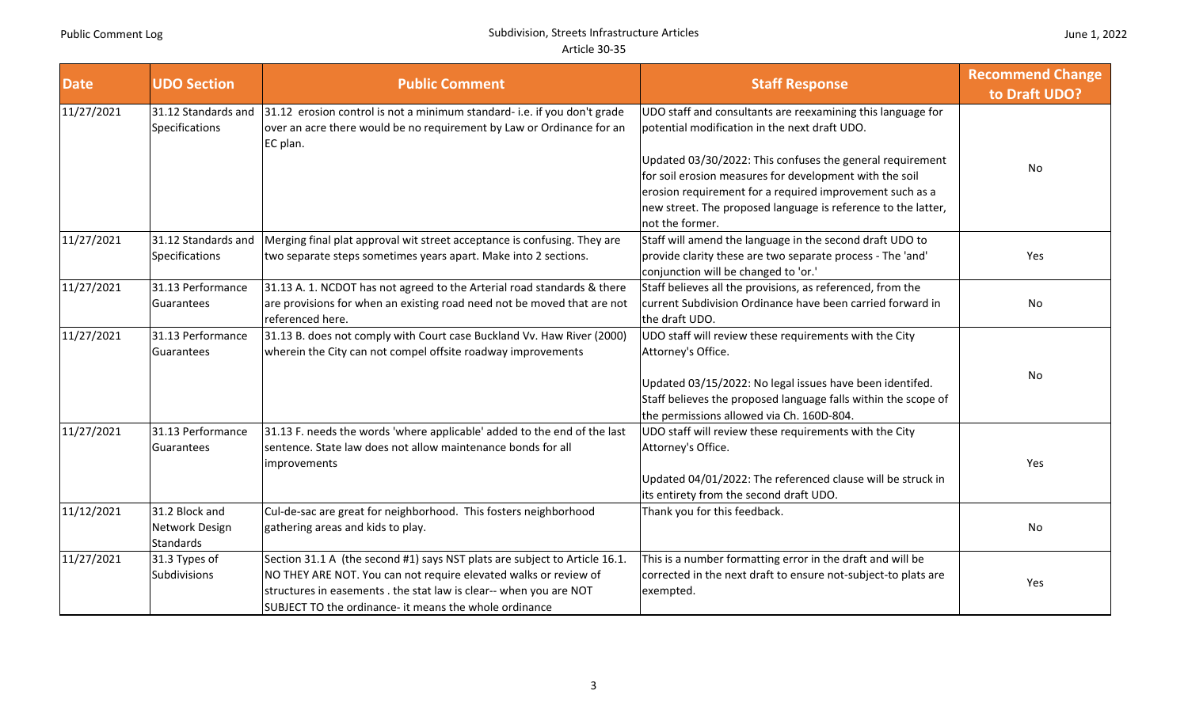| Date | UDO Section | Public Comment | Staff Response | Recommend Change to Draft UDO? |
|---|---|---|---|---|
| 11/27/2021 | 31.12 Standards and Specifications | 31.12 erosion control is not a minimum standard- i.e. if you don't grade over an acre there would be no requirement by Law or Ordinance for an EC plan. | UDO staff and consultants are reexamining this language for potential modification in the next draft UDO.<br><br>Updated 03/30/2022: This confuses the general requirement for soil erosion measures for development with the soil erosion requirement for a required improvement such as a new street. The proposed language is reference to the latter, not the former. | No |
| 11/27/2021 | 31.12 Standards and Specifications | Merging final plat approval wit street acceptance is confusing. They are two separate steps sometimes years apart. Make into 2 sections. | Staff will amend the language in the second draft UDO to provide clarity these are two separate process - The 'and' conjunction will be changed to 'or.' | Yes |
| 11/27/2021 | 31.13 Performance Guarentees | 31.13 A. 1. NCDOT has not agreed to the Arterial road standards & there are provisions for when an existing road need not be moved that are not referenced here. | Staff believes all the provisions, as referenced, from the current Subdivision Ordinance have been carried forward in the draft UDO. | No |
| 11/27/2021 | 31.13 Performance Guarentees | 31.13 B. does not comply with Court case Buckland Vv. Haw River (2000) wherein the City can not compel offsite roadway improvements | UDO staff will review these requirements with the City Attorney's Office.<br><br>Updated 03/15/2022: No legal issues have been identifed. Staff believes the proposed language falls within the scope of the permissions allowed via Ch. 160D-804. | No |
| 11/27/2021 | 31.13 Performance Guarentees | 31.13 F. needs the words 'where applicable' added to the end of the last sentence. State law does not allow maintenance bonds for all improvements | UDO staff will review these requirements with the City Attorney's Office.<br><br>Updated 04/01/2022: The referenced clause will be struck in its entirety from the second draft UDO. | Yes |
| 11/12/2021 | 31.2 Block and Network Design Standards | Cul-de-sac are great for neighborhood. This fosters neighborhood gathering areas and kids to play. | Thank you for this feedback. | No |
| 11/27/2021 | 31.3 Types of Subdivisions | Section 31.1 A (the second #1) says NST plats are subject to Article 16.1. NO THEY ARE NOT. You can not require elevated walks or review of structures in easements . the stat law is clear-- when you are NOT SUBJECT TO the ordinance- it means the whole ordinance | This is a number formatting error in the draft and will be corrected in the next draft to ensure not-subject-to plats are exempted. | Yes |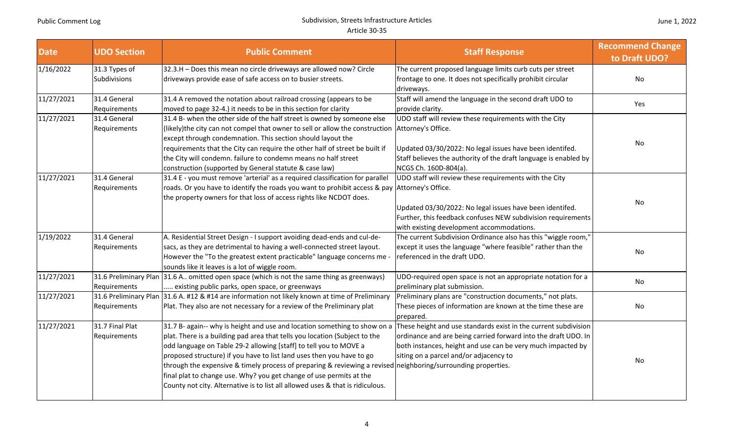| Date | UDO Section | Public Comment | Staff Response | Recommend Change to Draft UDO? |
| --- | --- | --- | --- | --- |
| 1/16/2022 | 31.3 Types of Subdivisions | 32.3.H – Does this mean no circle driveways are allowed now? Circle driveways provide ease of safe access on to busier streets. | The current proposed language limits curb cuts per street frontage to one. It does not specifically prohibit circular driveways. | No |
| 11/27/2021 | 31.4 General Requirements | 31.4 A removed the notation about railroad crossing (appears to be moved to page 32-4.) it needs to be in this section for clarity | Staff will amend the language in the second draft UDO to provide clarity. | Yes |
| 11/27/2021 | 31.4 General Requirements | 31.4 B- when the other side of the half street is owned by someone else (likely)the city can not compel that owner to sell or allow the construction except through condemnation. This section should layout the requirements that the City can require the other half of street be built if the City will condemn. failure to condemn means no half street construction (supported by General statute & case law) | UDO staff will review these requirements with the City Attorney's Office.<br><br>Updated 03/30/2022: No legal issues have been identifed. Staff believes the authority of the draft language is enabled by NCGS Ch. 160D-804(a). | No |
| 11/27/2021 | 31.4 General Requirements | 31.4 E - you must remove 'arterial' as a required classification for parallel roads. Or you have to identify the roads you want to prohibit access & pay the property owners for that loss of access rights like NCDOT does. | UDO staff will review these requirements with the City Attorney's Office.<br><br>Updated 03/30/2022: No legal issues have been identifed. Further, this feedback confuses NEW subdivision requirements with existing development accommodations. | No |
| 1/19/2022 | 31.4 General Requirements | A. Residential Street Design - I support avoiding dead-ends and cul-de-sacs, as they are detrimental to having a well-connected street layout. However the "To the greatest extent practicable" language concerns me - sounds like it leaves is a lot of wiggle room. | The current Subdivision Ordinance also has this "wiggle room," except it uses the language "where feasible" rather than the referenced in the draft UDO. | No |
| 11/27/2021 | 31.6 Preliminary Plan Requirements | 31.6 A.. omitted open space (which is not the same thing as greenways) ..... existing public parks, open space, or greenways | UDO-required open space is not an appropriate notation for a preliminary plat submission. | No |
| 11/27/2021 | 31.6 Preliminary Plan Requirements | 31.6 A. #12 & #14 are information not likely known at time of Preliminary Plat. They also are not necessary for a review of the Preliminary plat | Preliminary plans are "construction documents," not plats. These pieces of information are known at the time these are prepared. | No |
| 11/27/2021 | 31.7 Final Plat Requirements | 31.7 B- again-- why is height and use and location something to show on a plat. There is a building pad area that tells you location (Subject to the odd language on Table 29-2 allowing [staff] to tell you to MOVE a proposed structure) if you have to list land uses then you have to go through the expensive & timely process of preparing & reviewing a revised final plat to change use. Why? you get change of use permits at the County not city. Alternative is to list all allowed uses & that is ridiculous. | These height and use standards exist in the current subdivision ordinance and are being carried forward into the draft UDO. In both instances, height and use can be very much impacted by siting on a parcel and/or adjacency to neighboring/surrounding properties. | No |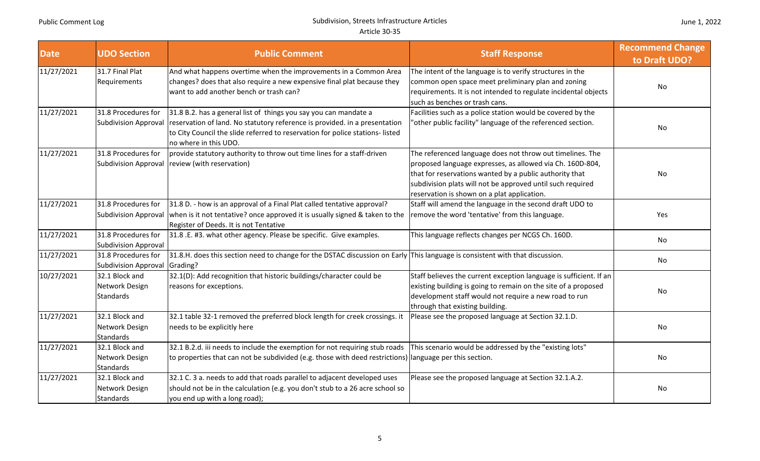| Date | UDO Section | Public Comment | Staff Response | Recommend Change to Draft UDO? |
|---|---|---|---|---|
| 11/27/2021 | 31.7 Final Plat Requirements | And what happens overtime when the improvements in a Common Area changes? does that also require a new expensive final plat because they want to add another bench or trash can? | The intent of the language is to verify structures in the common open space meet preliminary plan and zoning requirements. It is not intended to regulate incidental objects such as benches or trash cans. | No |
| 11/27/2021 | 31.8 Procedures for Subdivision Approval | 31.8 B.2. has a general list of things you say you can mandate a reservation of land. No statutory reference is provided. in a presentation to City Council the slide referred to reservation for police stations- listed no where in this UDO. | Facilities such as a police station would be covered by the "other public facility" language of the referenced section. | No |
| 11/27/2021 | 31.8 Procedures for Subdivision Approval | provide statutory authority to throw out time lines for a staff-driven review (with reservation) | The referenced language does not throw out timelines. The proposed language expresses, as allowed via Ch. 160D-804, that for reservations wanted by a public authority that subdivision plats will not be approved until such required reservation is shown on a plat application. | No |
| 11/27/2021 | 31.8 Procedures for Subdivision Approval | 31.8 D. - how is an approval of a Final Plat called tentative approval? when is it not tentative? once approved it is usually signed & taken to the Register of Deeds. It is not Tentative | Staff will amend the language in the second draft UDO to remove the word 'tentative' from this language. | Yes |
| 11/27/2021 | 31.8 Procedures for Subdivision Approval | 31.8 .E. #3. what other agency. Please be specific. Give examples. | This language reflects changes per NCGS Ch. 160D. | No |
| 11/27/2021 | 31.8 Procedures for Subdivision Approval | 31.8.H. does this section need to change for the DSTAC discussion on Early Grading? | This language is consistent with that discussion. | No |
| 10/27/2021 | 32.1 Block and Network Design Standards | 32.1(D): Add recognition that historic buildings/character could be reasons for exceptions. | Staff believes the current exception language is sufficient. If an existing building is going to remain on the site of a proposed development staff would not require a new road to run through that existing building. | No |
| 11/27/2021 | 32.1 Block and Network Design Standards | 32.1 table 32-1 removed the preferred block length for creek crossings. it needs to be explicitly here | Please see the proposed language at Section 32.1.D. | No |
| 11/27/2021 | 32.1 Block and Network Design Standards | 32.1 B.2.d. iii needs to include the exemption for not requiring stub roads to properties that can not be subdivided (e.g. those with deed restrictions) | This scenario would be addressed by the "existing lots" language per this section. | No |
| 11/27/2021 | 32.1 Block and Network Design Standards | 32.1 C. 3 a. needs to add that roads parallel to adjacent developed uses should not be in the calculation (e.g. you don't stub to a 26 acre school so you end up with a long road); | Please see the proposed language at Section 32.1.A.2. | No |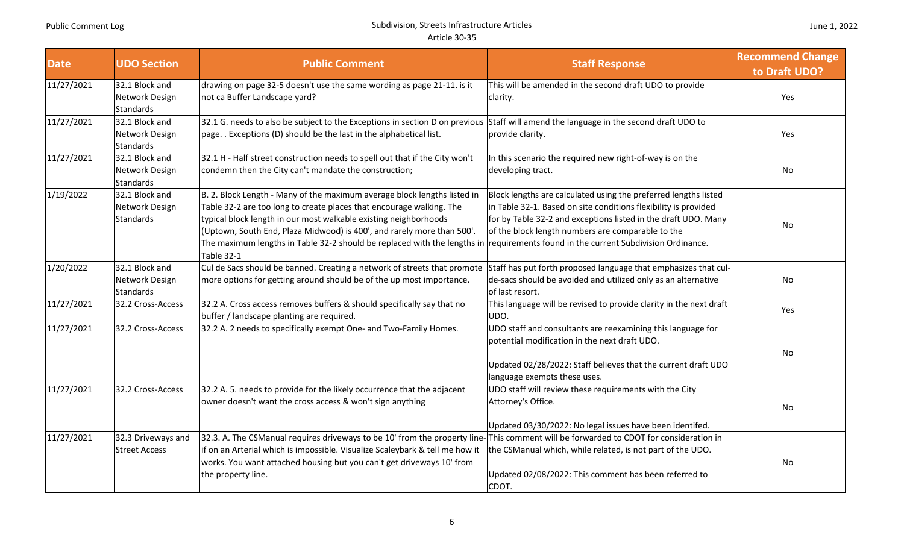| Date | UDO Section | Public Comment | Staff Response | Recommend Change to Draft UDO? |
|---|---|---|---|---|
| 11/27/2021 | 32.1 Block and Network Design Standards | drawing on page 32-5 doesn't use the same wording as page 21-11. is it not ca Buffer Landscape yard? | This will be amended in the second draft UDO to provide clarity. | Yes |
| 11/27/2021 | 32.1 Block and Network Design Standards | 32.1 G. needs to also be subject to the Exceptions in section D on previous page. . Exceptions (D) should be the last in the alphabetical list. | Staff will amend the language in the second draft UDO to provide clarity. | Yes |
| 11/27/2021 | 32.1 Block and Network Design Standards | 32.1 H - Half street construction needs to spell out that if the City won't condemn then the City can't mandate the construction; | In this scenario the required new right-of-way is on the developing tract. | No |
| 1/19/2022 | 32.1 Block and Network Design Standards | B. 2. Block Length - Many of the maximum average block lengths listed in Table 32-2 are too long to create places that encourage walking. The typical block length in our most walkable existing neighborhoods (Uptown, South End, Plaza Midwood) is 400', and rarely more than 500'. The maximum lengths in Table 32-2 should be replaced with the lengths in Table 32-1 | Block lengths are calculated using the preferred lengths listed in Table 32-1. Based on site conditions flexibility is provided for by Table 32-2 and exceptions listed in the draft UDO. Many of the block length numbers are comparable to the requirements found in the current Subdivision Ordinance. | No |
| 1/20/2022 | 32.1 Block and Network Design Standards | Cul de Sacs should be banned. Creating a network of streets that promote more options for getting around should be of the up most importance. | Staff has put forth proposed language that emphasizes that cul-de-sacs should be avoided and utilized only as an alternative of last resort. | No |
| 11/27/2021 | 32.2 Cross-Access | 32.2 A. Cross access removes buffers & should specifically say that no buffer / landscape planting are required. | This language will be revised to provide clarity in the next draft UDO. | Yes |
| 11/27/2021 | 32.2 Cross-Access | 32.2 A. 2 needs to specifically exempt One- and Two-Family Homes. | UDO staff and consultants are reexamining this language for potential modification in the next draft UDO.<br><br>Updated 02/28/2022: Staff believes that the current draft UDO language exempts these uses. | No |
| 11/27/2021 | 32.2 Cross-Access | 32.2 A. 5. needs to provide for the likely occurrence that the adjacent owner doesn't want the cross access & won't sign anything | UDO staff will review these requirements with the City Attorney's Office.<br><br>Updated 03/30/2022: No legal issues have been identifed. | No |
| 11/27/2021 | 32.3 Driveways and Street Access | 32.3. A. The CSManual requires driveways to be 10' from the property line-if on an Arterial which is impossible. Visualize Scaleybark & tell me how it works. You want attached housing but you can't get driveways 10' from the property line. | This comment will be forwarded to CDOT for consideration in the CSManual which, while related, is not part of the UDO.<br><br>Updated 02/08/2022: This comment has been referred to CDOT. | No |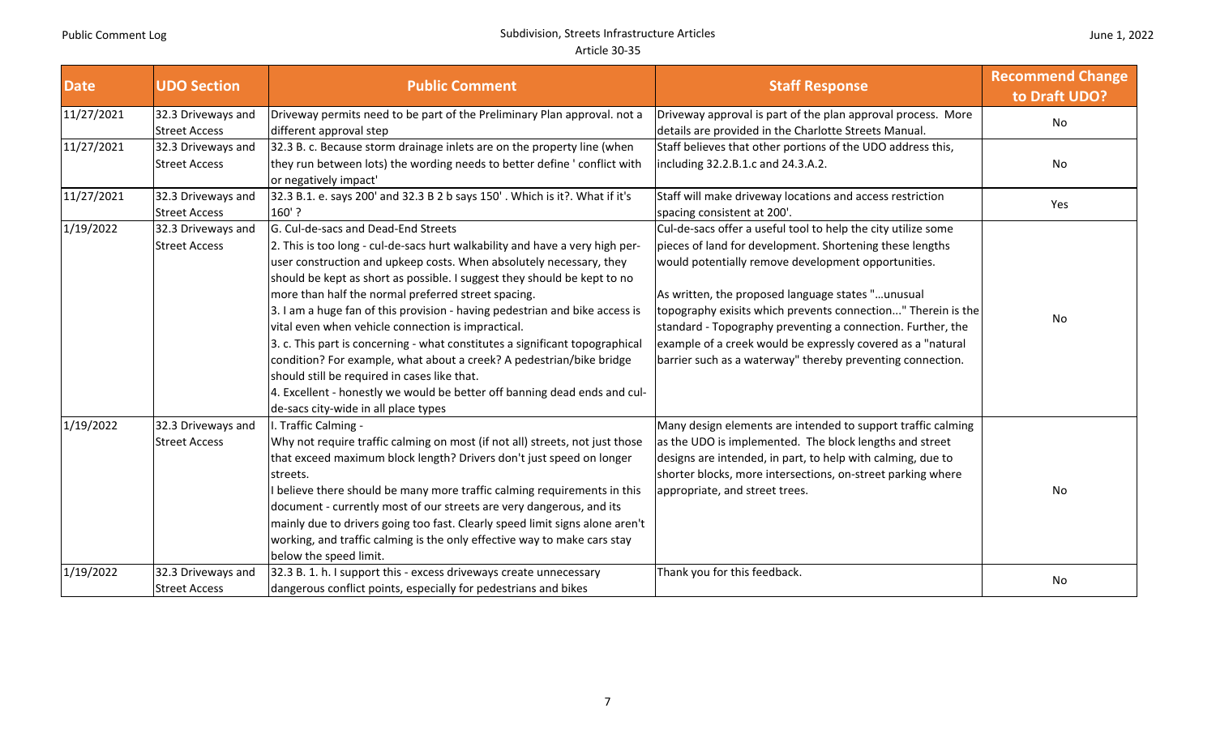| Date | UDO Section | Public Comment | Staff Response | Recommend Change to Draft UDO? |
|---|---|---|---|---|
| 11/27/2021 | 32.3 Driveways and Street Access | Driveway permits need to be part of the Preliminary Plan approval. not a different approval step | Driveway approval is part of the plan approval process. More details are provided in the Charlotte Streets Manual. | No |
| 11/27/2021 | 32.3 Driveways and Street Access | 32.3 B. c. Because storm drainage inlets are on the property line (when they run between lots) the wording needs to better define ' conflict with or negatively impact' | Staff believes that other portions of the UDO address this, including 32.2.B.1.c and 24.3.A.2. | No |
| 11/27/2021 | 32.3 Driveways and Street Access | 32.3 B.1. e. says 200' and 32.3 B 2 b says 150' . Which is it?. What if it's 160' ? | Staff will make driveway locations and access restriction spacing consistent at 200'. | Yes |
| 1/19/2022 | 32.3 Driveways and Street Access | G. Cul-de-sacs and Dead-End Streets<br>2. This is too long - cul-de-sacs hurt walkability and have a very high per-user construction and upkeep costs. When absolutely necessary, they should be kept as short as possible. I suggest they should be kept to no more than half the normal preferred street spacing.<br>3. I am a huge fan of this provision - having pedestrian and bike access is vital even when vehicle connection is impractical.<br>3. c. This part is concerning - what constitutes a significant topographical condition? For example, what about a creek? A pedestrian/bike bridge should still be required in cases like that.<br>4. Excellent - honestly we would be better off banning dead ends and cul-de-sacs city-wide in all place types | Cul-de-sacs offer a useful tool to help the city utilize some pieces of land for development. Shortening these lengths would potentially remove development opportunities.<br><br>As written, the proposed language states "...unusual topography exisits which prevents connection..." Therein is the standard - Topography preventing a connection. Further, the example of a creek would be expressly covered as a "natural barrier such as a waterway" thereby preventing connection. | No |
| 1/19/2022 | 32.3 Driveways and Street Access | I. Traffic Calming -<br>Why not require traffic calming on most (if not all) streets, not just those that exceed maximum block length? Drivers don't just speed on longer streets.<br>I believe there should be many more traffic calming requirements in this document - currently most of our streets are very dangerous, and its mainly due to drivers going too fast. Clearly speed limit signs alone aren't working, and traffic calming is the only effective way to make cars stay below the speed limit. | Many design elements are intended to support traffic calming as the UDO is implemented. The block lengths and street designs are intended, in part, to help with calming, due to shorter blocks, more intersections, on-street parking where appropriate, and street trees. | No |
| 1/19/2022 | 32.3 Driveways and Street Access | 32.3 B. 1. h. I support this - excess driveways create unnecessary dangerous conflict points, especially for pedestrians and bikes | Thank you for this feedback. | No |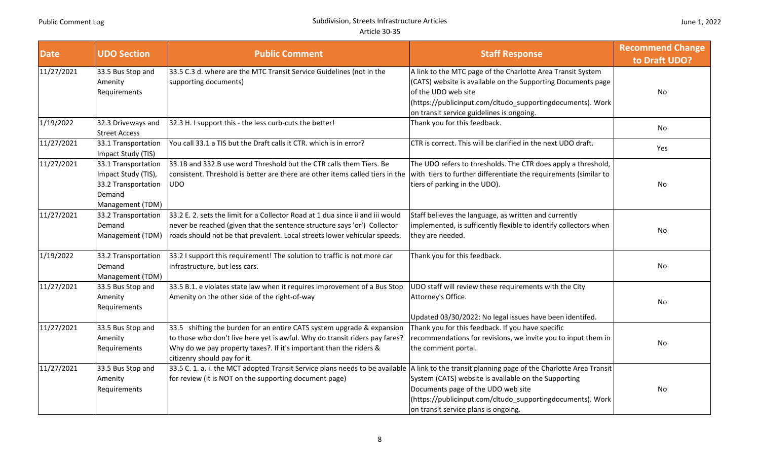| Date | UDO Section | Public Comment | Staff Response | Recommend Change to Draft UDO? |
|---|---|---|---|---|
| 11/27/2021 | 33.5 Bus Stop and Amenity Requirements | 33.5 C.3 d. where are the MTC Transit Service Guidelines (not in the supporting documents) | A link to the MTC page of the Charlotte Area Transit System (CATS) website is available on the Supporting Documents page of the UDO web site (https://publicinput.com/cltudo_supportingdocuments). Work on transit service guidelines is ongoing. | No |
| 1/19/2022 | 32.3 Driveways and Street Access | 32.3 H. I support this - the less curb-cuts the better! | Thank you for this feedback. | No |
| 11/27/2021 | 33.1 Transportation Impact Study (TIS) | You call 33.1 a TIS but the Draft calls it CTR. which is in error? | CTR is correct. This will be clarified in the next UDO draft. | Yes |
| 11/27/2021 | 33.1 Transportation Impact Study (TIS), 33.2 Transportation Demand Management (TDM) | 33.1B and 332.B use word Threshold but the CTR calls them Tiers. Be consistent. Threshold is better are there are other items called tiers in the UDO | The UDO refers to thresholds. The CTR does apply a threshold, with tiers to further differentiate the requirements (similar to tiers of parking in the UDO). | No |
| 11/27/2021 | 33.2 Transportation Demand Management (TDM) | 33.2 E. 2. sets the limit for a Collector Road at 1 dua since ii and iii would never be reached (given that the sentence structure says 'or') Collector roads should not be that prevalent. Local streets lower vehicular speeds. | Staff believes the language, as written and currently implemented, is sufficently flexible to identify collectors when they are needed. | No |
| 1/19/2022 | 33.2 Transportation Demand Management (TDM) | 33.2 I support this requirement! The solution to traffic is not more car infrastructure, but less cars. | Thank you for this feedback. | No |
| 11/27/2021 | 33.5 Bus Stop and Amenity Requirements | 33.5 B.1. e violates state law when it requires improvement of a Bus Stop Amenity on the other side of the right-of-way | UDO staff will review these requirements with the City Attorney's Office.<br><br>Updated 03/30/2022: No legal issues have been identifed. | No |
| 11/27/2021 | 33.5 Bus Stop and Amenity Requirements | 33.5 shifting the burden for an entire CATS system upgrade & expansion to those who don't live here yet is awful. Why do transit riders pay fares? Why do we pay property taxes?. If it's important than the riders & citizenry should pay for it. | Thank you for this feedback. If you have specific recommendations for revisions, we invite you to input them in the comment portal. | No |
| 11/27/2021 | 33.5 Bus Stop and Amenity Requirements | 33.5 C. 1. a. i. the MCT adopted Transit Service plans needs to be available for review (it is NOT on the supporting document page) | A link to the transit planning page of the Charlotte Area Transit System (CATS) website is available on the Supporting Documents page of the UDO web site (https://publicinput.com/cltudo_supportingdocuments). Work on transit service plans is ongoing. | No |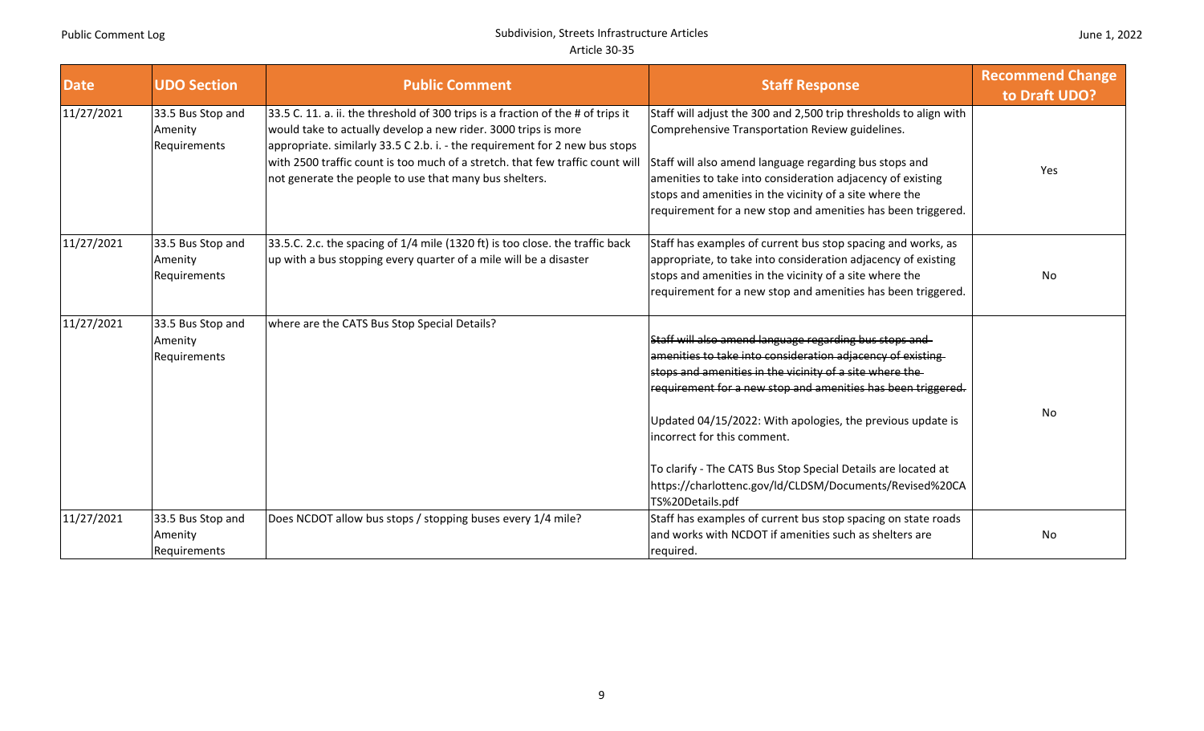| Date | UDO Section | Public Comment | Staff Response | Recommend Change to Draft UDO? |
|---|---|---|---|---|
| 11/27/2021 | 33.5 Bus Stop and Amenity Requirements | 33.5 C. 11. a. ii. the threshold of 300 trips is a fraction of the # of trips it would take to actually develop a new rider. 3000 trips is more appropriate. similarly 33.5 C 2.b. i. - the requirement for 2 new bus stops with 2500 traffic count is too much of a stretch. that few traffic count will not generate the people to use that many bus shelters. | Staff will adjust the 300 and 2,500 trip thresholds to align with Comprehensive Transportation Review guidelines.<br><br>Staff will also amend language regarding bus stops and amenities to take into consideration adjacency of existing stops and amenities in the vicinity of a site where the requirement for a new stop and amenities has been triggered. | Yes |
| 11/27/2021 | 33.5 Bus Stop and Amenity Requirements | 33.5.C. 2.c. the spacing of 1/4 mile (1320 ft) is too close. the traffic back up with a bus stopping every quarter of a mile will be a disaster | Staff has examples of current bus stop spacing and works, as appropriate, to take into consideration adjacency of existing stops and amenities in the vicinity of a site where the requirement for a new stop and amenities has been triggered. | No |
| 11/27/2021 | 33.5 Bus Stop and Amenity Requirements | where are the CATS Bus Stop Special Details? | ~~Staff will also amend language regarding bus stops and amenities to take into consideration adjacency of existing stops and amenities in the vicinity of a site where the requirement for a new stop and amenities has been triggered.~~<br><br>Updated 04/15/2022: With apologies, the previous update is incorrect for this comment.<br><br>To clarify - The CATS Bus Stop Special Details are located at https://charlottenc.gov/ld/CLDSM/Documents/Revised%20CATS%20Details.pdf | No |
| 11/27/2021 | 33.5 Bus Stop and Amenity Requirements | Does NCDOT allow bus stops / stopping buses every 1/4 mile? | Staff has examples of current bus stop spacing on state roads and works with NCDOT if amenities such as shelters are required. | No |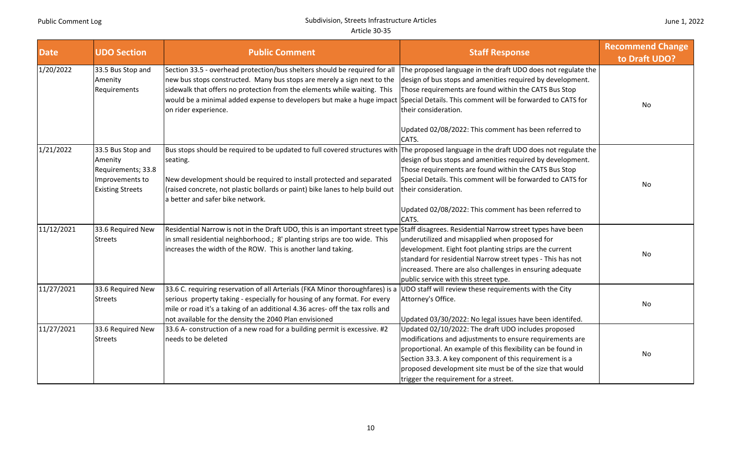| Date | UDO Section | Public Comment | Staff Response | Recommend Change to Draft UDO? |
|---|---|---|---|---|
| 1/20/2022 | 33.5 Bus Stop and Amenity Requirements | Section 33.5 - overhead protection/bus shelters should be required for all new bus stops constructed. Many bus stops are merely a sign next to the sidewalk that offers no protection from the elements while waiting. This would be a minimal added expense to developers but make a huge impact on rider experience. | The proposed language in the draft UDO does not regulate the design of bus stops and amenities required by development. Those requirements are found within the CATS Bus Stop Special Details. This comment will be forwarded to CATS for their consideration.<br><br>Updated 02/08/2022: This comment has been referred to CATS. | No |
| 1/21/2022 | 33.5 Bus Stop and Amenity Requirements; 33.8 Improvements to Existing Streets | Bus stops should be required to be updated to full covered structures with seating.<br><br>New development should be required to install protected and separated (raised concrete, not plastic bollards or paint) bike lanes to help build out a better and safer bike network. | The proposed language in the draft UDO does not regulate the design of bus stops and amenities required by development. Those requirements are found within the CATS Bus Stop Special Details. This comment will be forwarded to CATS for their consideration.<br><br>Updated 02/08/2022: This comment has been referred to CATS. | No |
| 11/12/2021 | 33.6 Required New Streets | Residential Narrow is not in the Draft UDO, this is an important street type in small residential neighborhood.; 8' planting strips are too wide. This increases the width of the ROW. This is another land taking. | Staff disagrees. Residential Narrow street types have been underutilized and misapplied when proposed for development. Eight foot planting strips are the current standard for residential Narrow street types - This has not increased. There are also challenges in ensuring adequate public service with this street type. | No |
| 11/27/2021 | 33.6 Required New Streets | 33.6 C. requiring reservation of all Arterials (FKA Minor thoroughfares) is a serious property taking - especially for housing of any format. For every mile or road it's a taking of an additional 4.36 acres- off the tax rolls and not available for the density the 2040 Plan envisioned | UDO staff will review these requirements with the City Attorney's Office.<br><br>Updated 03/30/2022: No legal issues have been identifed. | No |
| 11/27/2021 | 33.6 Required New Streets | 33.6 A- construction of a new road for a building permit is excessive. #2 needs to be deleted | Updated 02/10/2022: The draft UDO includes proposed modifications and adjustments to ensure requirements are proportional. An example of this flexibility can be found in Section 33.3. A key component of this requirement is a proposed development site must be of the size that would trigger the requirement for a street. | No |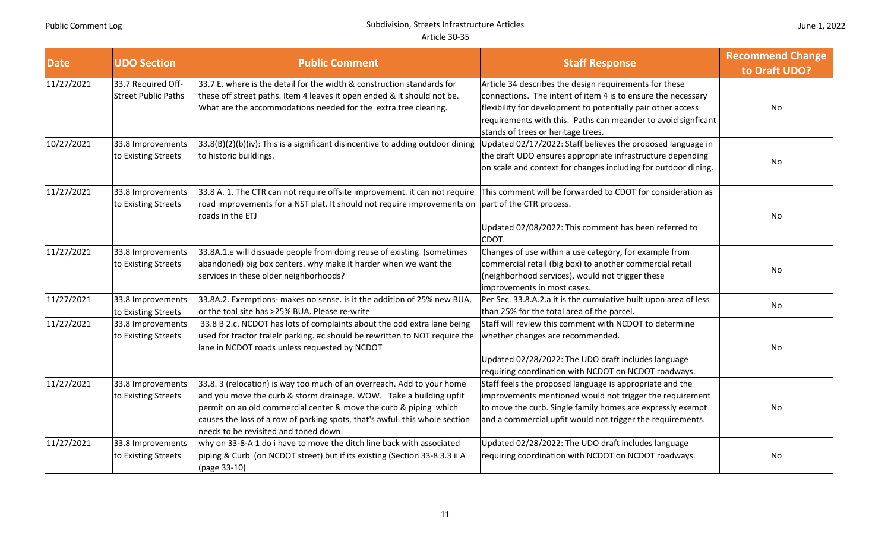| Date | UDO Section | Public Comment | Staff Response | Recommend Change to Draft UDO? |
|---|---|---|---|---|
| 11/27/2021 | 33.7 Required Off-Street Public Paths | 33.7 E. where is the detail for the width & construction standards for these off street paths. Item 4 leaves it open ended & it should not be. What are the accommodations needed for the extra tree clearing. | Article 34 describes the design requirements for these connections. The intent of item 4 is to ensure the necessary flexibility for development to potentially pair other access requirements with this. Paths can meander to avoid signficant stands of trees or heritage trees. | No |
| 10/27/2021 | 33.8 Improvements to Existing Streets | 33.8(B)(2)(b)(iv): This is a significant disincentive to adding outdoor dining to historic buildings. | Updated 02/17/2022: Staff believes the proposed language in the draft UDO ensures appropriate infrastructure depending on scale and context for changes including for outdoor dining. | No |
| 11/27/2021 | 33.8 Improvements to Existing Streets | 33.8 A. 1. The CTR can not require offsite improvement. it can not require road improvements for a NST plat. It should not require improvements on roads in the ETJ | This comment will be forwarded to CDOT for consideration as part of the CTR process.<br><br>Updated 02/08/2022: This comment has been referred to CDOT. | No |
| 11/27/2021 | 33.8 Improvements to Existing Streets | 33.8A.1.e will dissuade people from doing reuse of existing (sometimes abandoned) big box centers. why make it harder when we want the services in these older neighborhoods? | Changes of use within a use category, for example from commercial retail (big box) to another commercial retail (neighborhood services), would not trigger these improvements in most cases. | No |
| 11/27/2021 | 33.8 Improvements to Existing Streets | 33.8A.2. Exemptions- makes no sense. is it the addition of 25% new BUA, or the toal site has >25% BUA. Please re-write | Per Sec. 33.8.A.2.a it is the cumulative built upon area of less than 25% for the total area of the parcel. | No |
| 11/27/2021 | 33.8 Improvements to Existing Streets | 33.8 B 2.c. NCDOT has lots of complaints about the odd extra lane being used for tractor traielr parking. #c should be rewritten to NOT require the lane in NCDOT roads unless requested by NCDOT | Staff will review this comment with NCDOT to determine whether changes are recommended.<br><br>Updated 02/28/2022: The UDO draft includes language requiring coordination with NCDOT on NCDOT roadways. | No |
| 11/27/2021 | 33.8 Improvements to Existing Streets | 33.8. 3 (relocation) is way too much of an overreach. Add to your home and you move the curb & storm drainage. WOW. Take a building upfit permit on an old commercial center & move the curb & piping which causes the loss of a row of parking spots, that's awful. this whole section needs to be revisited and toned down. | Staff feels the proposed language is appropriate and the improvements mentioned would not trigger the requirement to move the curb. Single family homes are expressly exempt and a commercial upfit would not trigger the requirements. | No |
| 11/27/2021 | 33.8 Improvements to Existing Streets | why on 33-8-A 1 do i have to move the ditch line back with associated piping & Curb (on NCDOT street) but if its existing (Section 33-8 3.3 ii A (page 33-10) | Updated 02/28/2022: The UDO draft includes language requiring coordination with NCDOT on NCDOT roadways. | No |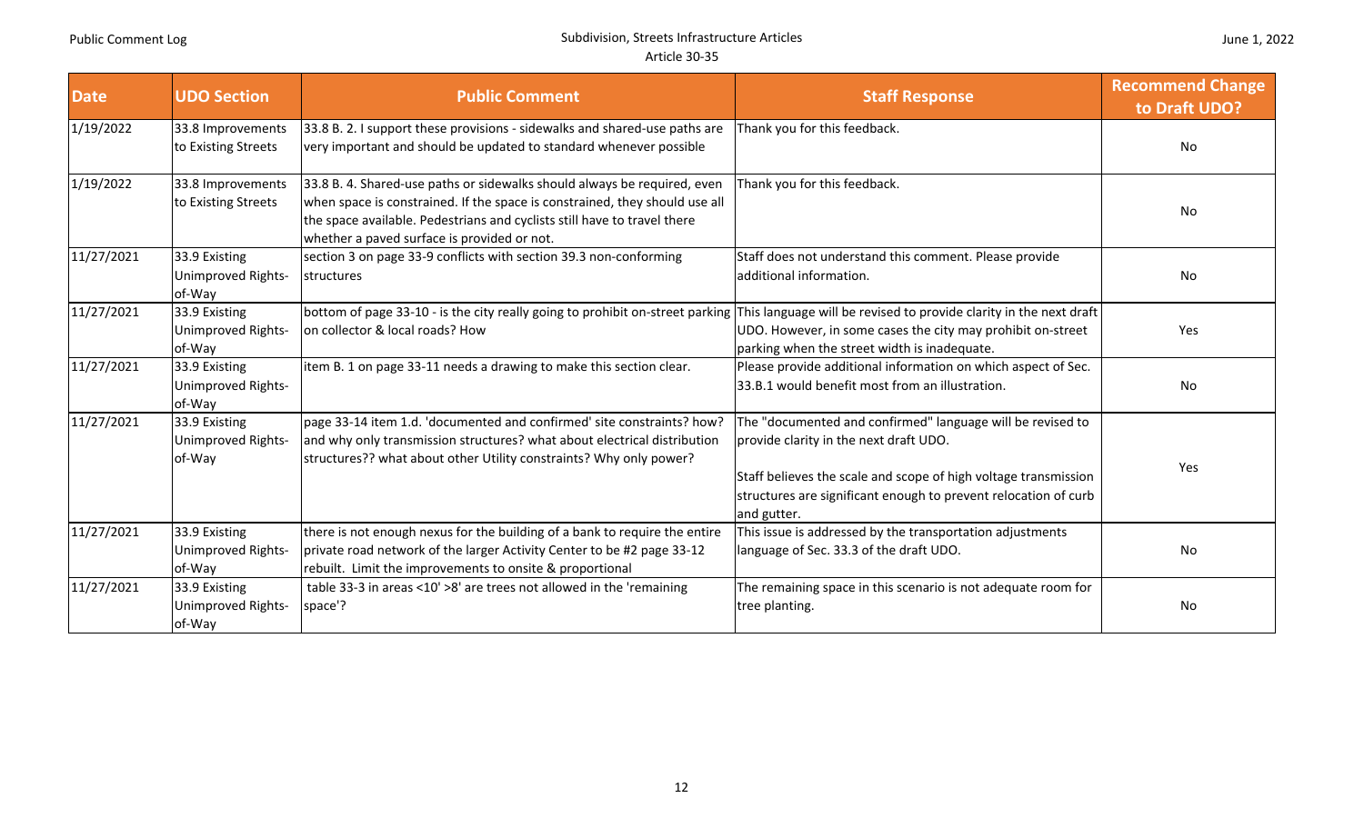| Date | UDO Section | Public Comment | Staff Response | Recommend Change to Draft UDO? |
|---|---|---|---|---|
| 1/19/2022 | 33.8 Improvements to Existing Streets | 33.8 B. 2. I support these provisions - sidewalks and shared-use paths are very important and should be updated to standard whenever possible | Thank you for this feedback. | No |
| 1/19/2022 | 33.8 Improvements to Existing Streets | 33.8 B. 4. Shared-use paths or sidewalks should always be required, even when space is constrained. If the space is constrained, they should use all the space available. Pedestrians and cyclists still have to travel there whether a paved surface is provided or not. | Thank you for this feedback. | No |
| 11/27/2021 | 33.9 Existing Unimproved Rights-of-Way | section 3 on page 33-9 conflicts with section 39.3 non-conforming structures | Staff does not understand this comment. Please provide additional information. | No |
| 11/27/2021 | 33.9 Existing Unimproved Rights-of-Way | bottom of page 33-10 - is the city really going to prohibit on-street parking on collector & local roads? How | This language will be revised to provide clarity in the next draft UDO. However, in some cases the city may prohibit on-street parking when the street width is inadequate. | Yes |
| 11/27/2021 | 33.9 Existing Unimproved Rights-of-Way | item B. 1 on page 33-11 needs a drawing to make this section clear. | Please provide additional information on which aspect of Sec. 33.B.1 would benefit most from an illustration. | No |
| 11/27/2021 | 33.9 Existing Unimproved Rights-of-Way | page 33-14 item 1.d. 'documented and confirmed' site constraints? how? and why only transmission structures? what about electrical distribution structures?? what about other Utility constraints? Why only power? | The "documented and confirmed" language will be revised to provide clarity in the next draft UDO.<br><br>Staff believes the scale and scope of high voltage transmission structures are significant enough to prevent relocation of curb and gutter. | Yes |
| 11/27/2021 | 33.9 Existing Unimproved Rights-of-Way | there is not enough nexus for the building of a bank to require the entire private road network of the larger Activity Center to be #2 page 33-12 rebuilt. Limit the improvements to onsite & proportional | This issue is addressed by the transportation adjustments language of Sec. 33.3 of the draft UDO. | No |
| 11/27/2021 | 33.9 Existing Unimproved Rights-of-Way | table 33-3 in areas <10' >8' are trees not allowed in the 'remaining space'? | The remaining space in this scenario is not adequate room for tree planting. | No |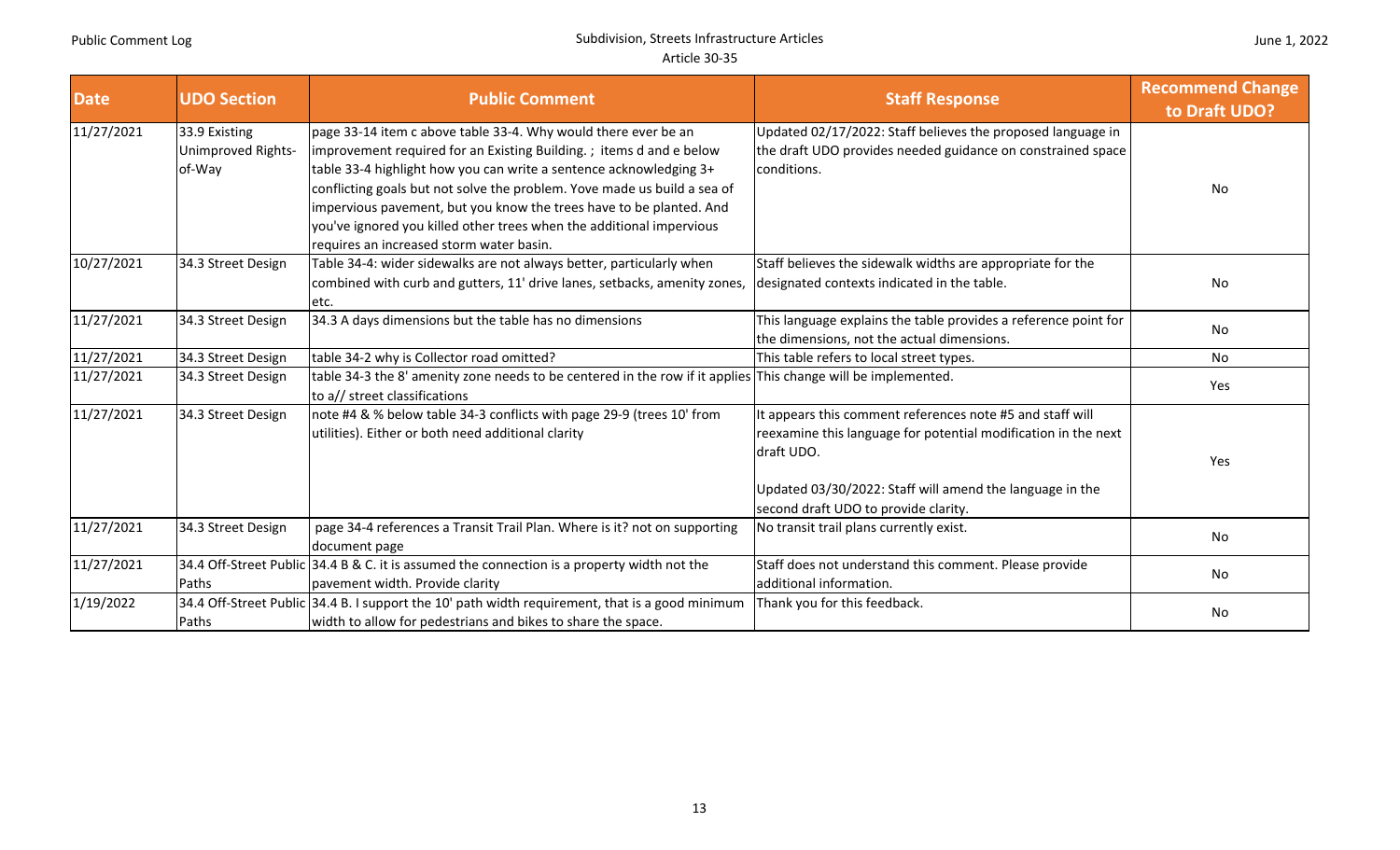| Date | UDO Section | Public Comment | Staff Response | Recommend Change to Draft UDO? |
|---|---|---|---|---|
| 11/27/2021 | 33.9 Existing Unimproved Rights-of-Way | page 33-14 item c above table 33-4. Why would there ever be an improvement required for an Existing Building. ; items d and e below table 33-4 highlight how you can write a sentence acknowledging 3+ conflicting goals but not solve the problem. Yove made us build a sea of impervious pavement, but you know the trees have to be planted. And you've ignored you killed other trees when the additional impervious requires an increased storm water basin. | Updated 02/17/2022: Staff believes the proposed language in the draft UDO provides needed guidance on constrained space conditions. | No |
| 10/27/2021 | 34.3 Street Design | Table 34-4: wider sidewalks are not always better, particularly when combined with curb and gutters, 11' drive lanes, setbacks, amenity zones, etc. | Staff believes the sidewalk widths are appropriate for the designated contexts indicated in the table. | No |
| 11/27/2021 | 34.3 Street Design | 34.3 A days dimensions but the table has no dimensions | This language explains the table provides a reference point for the dimensions, not the actual dimensions. | No |
| 11/27/2021 | 34.3 Street Design | table 34-2 why is Collector road omitted? | This table refers to local street types. | No |
| 11/27/2021 | 34.3 Street Design | table 34-3 the 8' amenity zone needs to be centered in the row if it applies to a// street classifications | This change will be implemented. | Yes |
| 11/27/2021 | 34.3 Street Design | note #4 & % below table 34-3 conflicts with page 29-9 (trees 10' from utilities). Either or both need additional clarity | It appears this comment references note #5 and staff will reexamine this language for potential modification in the next draft UDO.<br><br>Updated 03/30/2022: Staff will amend the language in the second draft UDO to provide clarity. | Yes |
| 11/27/2021 | 34.3 Street Design | page 34-4 references a Transit Trail Plan. Where is it? not on supporting document page | No transit trail plans currently exist. | No |
| 11/27/2021 | 34.4 Off-Street Public Paths | 34.4 B & C. it is assumed the connection is a property width not the pavement width. Provide clarity | Staff does not understand this comment. Please provide additional information. | No |
| 1/19/2022 | 34.4 Off-Street Public Paths | 34.4 B. I support the 10' path width requirement, that is a good minimum width to allow for pedestrians and bikes to share the space. | Thank you for this feedback. | No |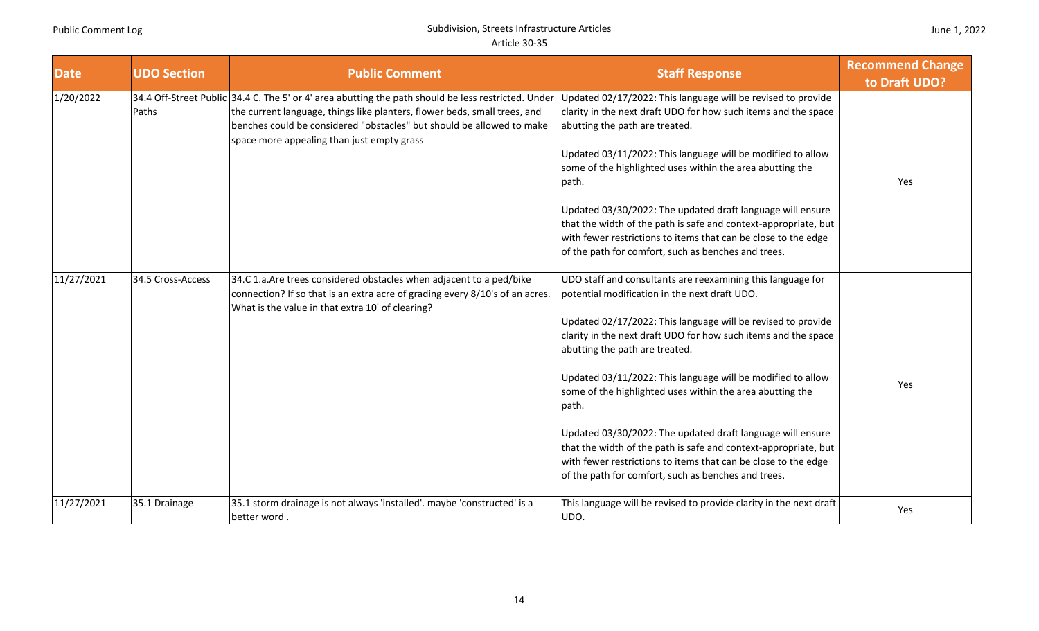| Date | UDO Section | Public Comment | Staff Response | Recommend Change to Draft UDO? |
|---|---|---|---|---|
| 1/20/2022 | 34.4 Off-Street Public Paths | 34.4 C. The 5' or 4' area abutting the path should be less restricted. Under the current language, things like planters, flower beds, small trees, and benches could be considered "obstacles" but should be allowed to make space more appealing than just empty grass | Updated 02/17/2022: This language will be revised to provide clarity in the next draft UDO for how such items and the space abutting the path are treated.<br><br>Updated 03/11/2022: This language will be modified to allow some of the highlighted uses within the area abutting the path.<br><br>Updated 03/30/2022: The updated draft language will ensure that the width of the path is safe and context-appropriate, but with fewer restrictions to items that can be close to the edge of the path for comfort, such as benches and trees. | Yes |
| 11/27/2021 | 34.5 Cross-Access | 34.C 1.a.Are trees considered obstacles when adjacent to a ped/bike connection? If so that is an extra acre of grading every 8/10's of an acres. What is the value in that extra 10' of clearing? | UDO staff and consultants are reexamining this language for potential modification in the next draft UDO.<br><br>Updated 02/17/2022: This language will be revised to provide clarity in the next draft UDO for how such items and the space abutting the path are treated.<br><br>Updated 03/11/2022: This language will be modified to allow some of the highlighted uses within the area abutting the path.<br><br>Updated 03/30/2022: The updated draft language will ensure that the width of the path is safe and context-appropriate, but with fewer restrictions to items that can be close to the edge of the path for comfort, such as benches and trees. | Yes |
| 11/27/2021 | 35.1 Drainage | 35.1 storm drainage is not always 'installed'. maybe 'constructed' is a better word . | This language will be revised to provide clarity in the next draft UDO. | Yes |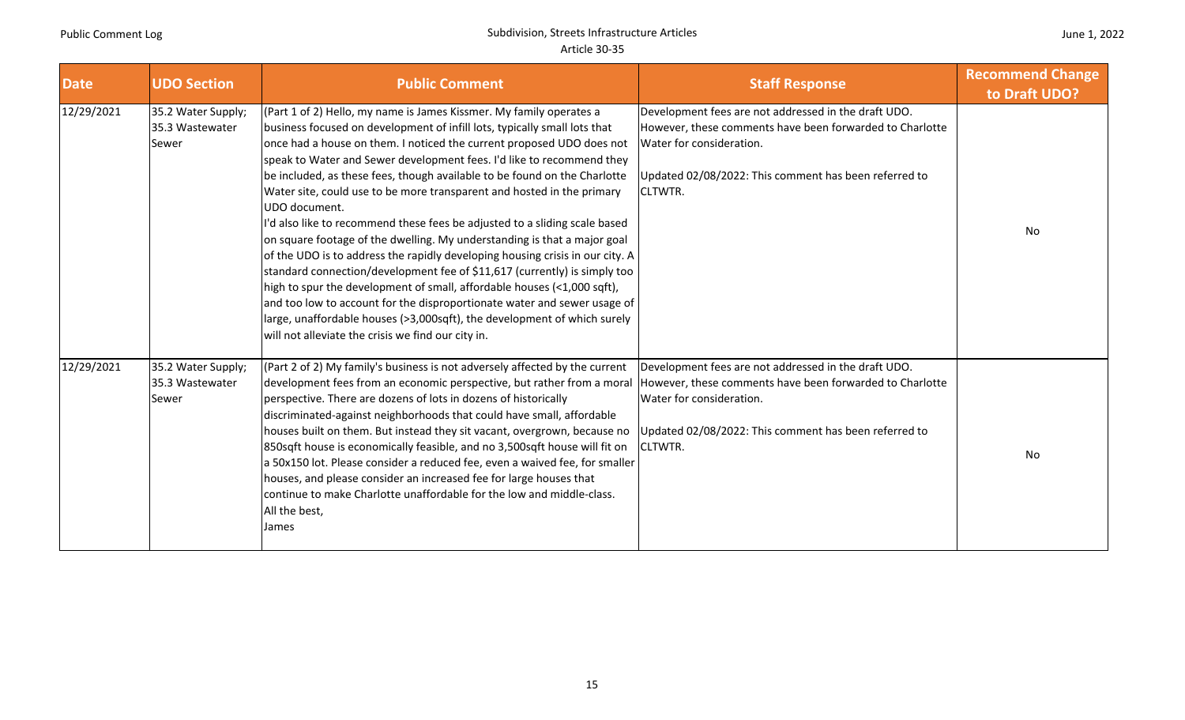| Date | UDO Section | Public Comment | Staff Response | Recommend Change to Draft UDO? |
|---|---|---|---|---|
| 12/29/2021 | 35.2 Water Supply; 35.3 Wastewater Sewer | (Part 1 of 2) Hello, my name is James Kissmer. My family operates a business focused on development of infill lots, typically small lots that once had a house on them. I noticed the current proposed UDO does not speak to Water and Sewer development fees. I'd like to recommend they be included, as these fees, though available to be found on the Charlotte Water site, could use to be more transparent and hosted in the primary UDO document.<br>I'd also like to recommend these fees be adjusted to a sliding scale based on square footage of the dwelling. My understanding is that a major goal of the UDO is to address the rapidly developing housing crisis in our city. A standard connection/development fee of $11,617 (currently) is simply too high to spur the development of small, affordable houses (<1,000 sqft), and too low to account for the disproportionate water and sewer usage of large, unaffordable houses (>3,000sqft), the development of which surely will not alleviate the crisis we find our city in. | Development fees are not addressed in the draft UDO. However, these comments have been forwarded to Charlotte Water for consideration.<br><br>Updated 02/08/2022: This comment has been referred to CLTWTR. | No |
| 12/29/2021 | 35.2 Water Supply; 35.3 Wastewater Sewer | (Part 2 of 2) My family's business is not adversely affected by the current development fees from an economic perspective, but rather from a moral perspective. There are dozens of lots in dozens of historically discriminated-against neighborhoods that could have small, affordable houses built on them. But instead they sit vacant, overgrown, because no 850sqft house is economically feasible, and no 3,500sqft house will fit on a 50x150 lot. Please consider a reduced fee, even a waived fee, for smaller houses, and please consider an increased fee for large houses that continue to make Charlotte unaffordable for the low and middle-class.<br>All the best,<br>James | Development fees are not addressed in the draft UDO. However, these comments have been forwarded to Charlotte Water for consideration.<br><br>Updated 02/08/2022: This comment has been referred to CLTWTR. | No |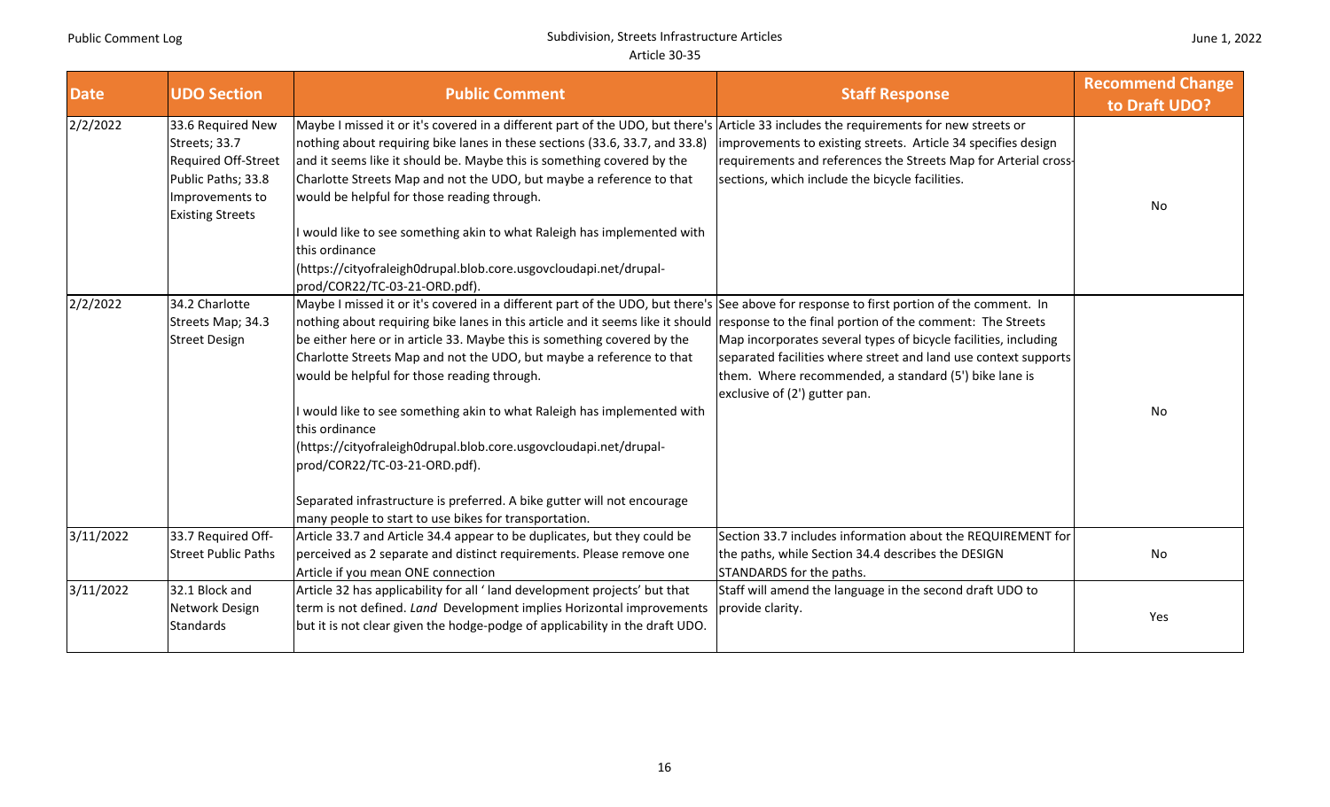| Date | UDO Section | Public Comment | Staff Response | Recommend Change to Draft UDO? |
|---|---|---|---|---|
| 2/2/2022 | 33.6 Required New Streets; 33.7 Required Off-Street Public Paths; 33.8 Improvements to Existing Streets | Maybe I missed it or it's covered in a different part of the UDO, but there's nothing about requiring bike lanes in these sections (33.6, 33.7, and 33.8) and it seems like it should be. Maybe this is something covered by the Charlotte Streets Map and not the UDO, but maybe a reference to that would be helpful for those reading through.<br><br>I would like to see something akin to what Raleigh has implemented with this ordinance (https://cityofraleigh0drupal.blob.core.usgovcloudapi.net/drupal-prod/COR22/TC-03-21-ORD.pdf). | Article 33 includes the requirements for new streets or improvements to existing streets. Article 34 specifies design requirements and references the Streets Map for Arterial cross-sections, which include the bicycle facilities. | No |
| 2/2/2022 | 34.2 Charlotte Streets Map; 34.3 Street Design | Maybe I missed it or it's covered in a different part of the UDO, but there's nothing about requiring bike lanes in this article and it seems like it should be either here or in article 33. Maybe this is something covered by the Charlotte Streets Map and not the UDO, but maybe a reference to that would be helpful for those reading through.<br><br>I would like to see something akin to what Raleigh has implemented with this ordinance (https://cityofraleigh0drupal.blob.core.usgovcloudapi.net/drupal-prod/COR22/TC-03-21-ORD.pdf).<br><br>Separated infrastructure is preferred. A bike gutter will not encourage many people to start to use bikes for transportation. | See above for response to first portion of the comment. In response to the final portion of the comment: The Streets Map incorporates several types of bicycle facilities, including separated facilities where street and land use context supports them. Where recommended, a standard (5') bike lane is exclusive of (2') gutter pan. | No |
| 3/11/2022 | 33.7 Required Off-Street Public Paths | Article 33.7 and Article 34.4 appear to be duplicates, but they could be perceived as 2 separate and distinct requirements. Please remove one Article if you mean ONE connection | Section 33.7 includes information about the REQUIREMENT for the paths, while Section 34.4 describes the DESIGN STANDARDS for the paths. | No |
| 3/11/2022 | 32.1 Block and Network Design Standards | Article 32 has applicability for all ' land development projects' but that term is not defined. *Land* Development implies Horizontal improvements but it is not clear given the hodge-podge of applicability in the draft UDO. | Staff will amend the language in the second draft UDO to provide clarity. | Yes |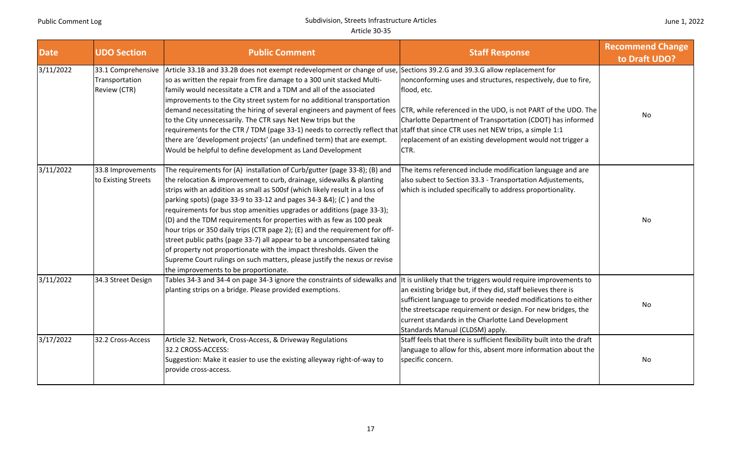| Date | UDO Section | Public Comment | Staff Response | Recommend Change to Draft UDO? |
|---|---|---|---|---|
| 3/11/2022 | 33.1 Comprehensive Transportation Review (CTR) | Article 33.1B and 33.2B does not exempt redevelopment or change of use, so as written the repair from fire damage to a 300 unit stacked Multi-family would necessitate a CTR and a TDM and all of the associated improvements to the City street system for no additional transportation demand necessitating the hiring of several engineers and payment of fees to the City unnecessarily. The CTR says Net New trips but the requirements for the CTR / TDM (page 33-1) needs to correctly reflect that there are 'development projects' (an undefined term) that are exempt. Would be helpful to define development as Land Development | Sections 39.2.G and 39.3.G allow replacement for nonconforming uses and structures, respectively, due to fire, flood, etc.<br><br>CTR, while referenced in the UDO, is not PART of the UDO. The Charlotte Department of Transportation (CDOT) has informed staff that since CTR uses net NEW trips, a simple 1:1 replacement of an existing development would not trigger a CTR. | No |
| 3/11/2022 | 33.8 Improvements to Existing Streets | The requirements for (A) installation of Curb/gutter (page 33-8); (B) and the relocation & improvement to curb, drainage, sidewalks & planting strips with an addition as small as 500sf (which likely result in a loss of parking spots) (page 33-9 to 33-12 and pages 34-3 &4); (C ) and the requirements for bus stop amenities upgrades or additions (page 33-3); (D) and the TDM requirements for properties with as few as 100 peak hour trips or 350 daily trips (CTR page 2); (E) and the requirement for off-street public paths (page 33-7) all appear to be a uncompensated taking of property not proportionate with the impact thresholds. Given the Supreme Court rulings on such matters, please justify the nexus or revise the improvements to be proportionate. | The items referenced include modification language and are also subect to Section 33.3 - Transportation Adjustements, which is included specifically to address proportionality. | No |
| 3/11/2022 | 34.3 Street Design | Tables 34-3 and 34-4 on page 34-3 ignore the constraints of sidewalks and planting strips on a bridge. Please provided exemptions. | It is unlikely that the triggers would require improvements to an existing bridge but, if they did, staff believes there is sufficient language to provide needed modifications to either the streetscape requirement or design. For new bridges, the current standards in the Charlotte Land Development Standards Manual (CLDSM) apply. | No |
| 3/17/2022 | 32.2 Cross-Access | Article 32. Network, Cross-Access, & Driveway Regulations<br>32.2 CROSS-ACCESS:<br>Suggestion: Make it easier to use the existing alleyway right-of-way to provide cross-access. | Staff feels that there is sufficient flexibility built into the draft language to allow for this, absent more information about the specific concern. | No |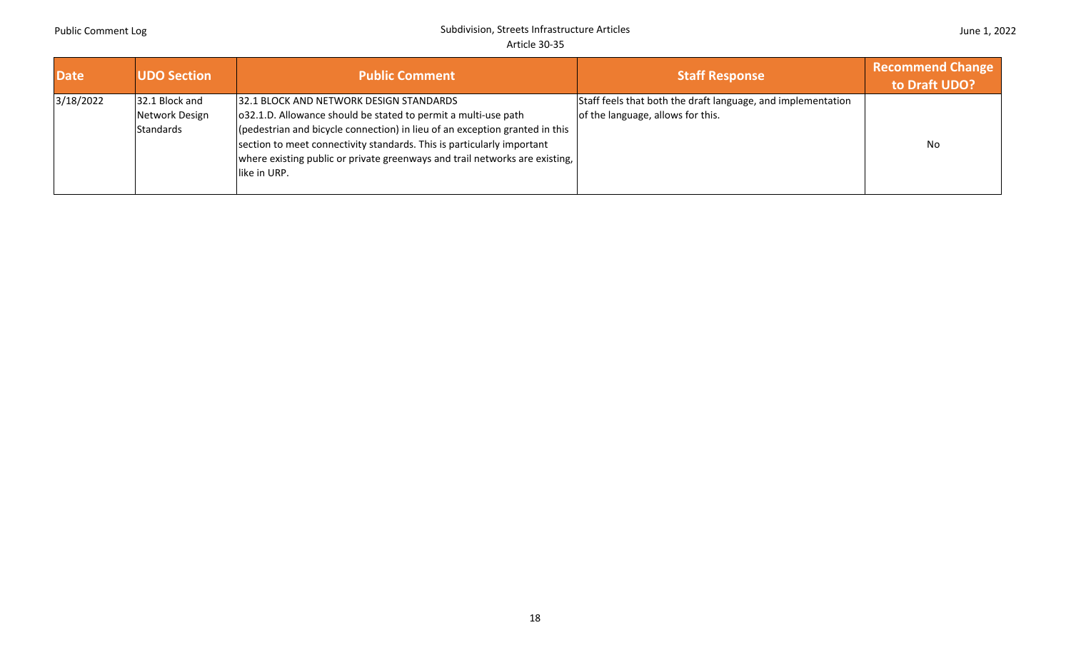| Date | UDO Section | Public Comment | Staff Response | Recommend Change to Draft UDO? |
|---|---|---|---|---|
| 3/18/2022 | 32.1 Block and Network Design Standards | 32.1 BLOCK AND NETWORK DESIGN STANDARDS o32.1.D. Allowance should be stated to permit a multi-use path (pedestrian and bicycle connection) in lieu of an exception granted in this section to meet connectivity standards. This is particularly important where existing public or private greenways and trail networks are existing, like in URP. | Staff feels that both the draft language, and implementation of the language, allows for this. | No |